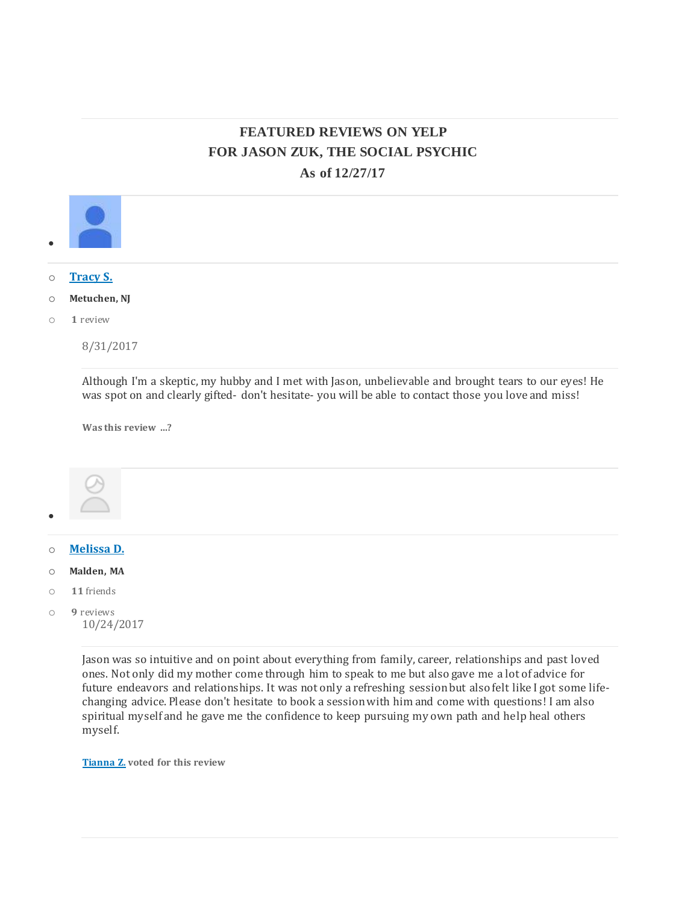# FEATURED REVIEWS ON YELP
# FOR JASON ZUK, THE SOCIAL PSYCHIC
### As of 12/27/17

- **Tracy S.**
- **Metuchen, NJ**
- **1** review

8/31/2017

Although I'm a skeptic, my hubby and I met with Jason, unbelievable and brought tears to our eyes! He was spot on and clearly gifted- don't hesitate- you will be able to contact those you love and miss!

**Was this review ...?**

- **Melissa D.**
- **Malden, MA**
- **11** friends
- **9** reviews

10/24/2017

Jason was so intuitive and on point about everything from family, career, relationships and past loved ones. Not only did my mother come through him to speak to me but also gave me a lot of advice for future endeavors and relationships. It was not only a refreshing session but also felt like I got some life-changing advice. Please don't hesitate to book a session with him and come with questions! I am also spiritual myself and he gave me the confidence to keep pursuing my own path and help heal others myself.

**Tianna Z.** voted for this review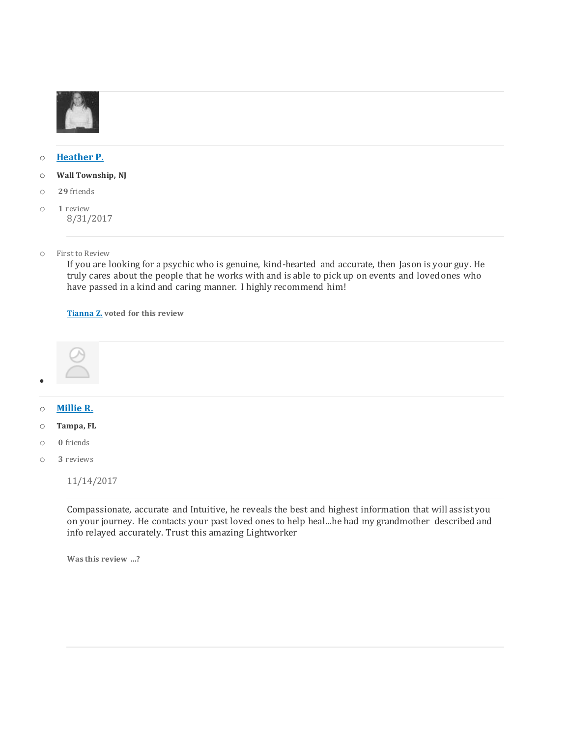- Heather P.
- Wall Township, NJ
- 29 friends
- 1 review

  8/31/2017

- First to Review

  If you are looking for a psychic who is genuine, kind-hearted and accurate, then Jason is your guy. He truly cares about the people that he works with and is able to pick up on events and loved ones who have passed in a kind and caring manner. I highly recommend him!

  **Tianna Z. voted for this review**

- Millie R.
- Tampa, FL
- 0 friends
- 3 reviews

  11/14/2017

  Compassionate, accurate and Intuitive, he reveals the best and highest information that will assist you on your journey. He contacts your past loved ones to help heal...he had my grandmother described and info relayed accurately. Trust this amazing Lightworker

  **Was this review ...?**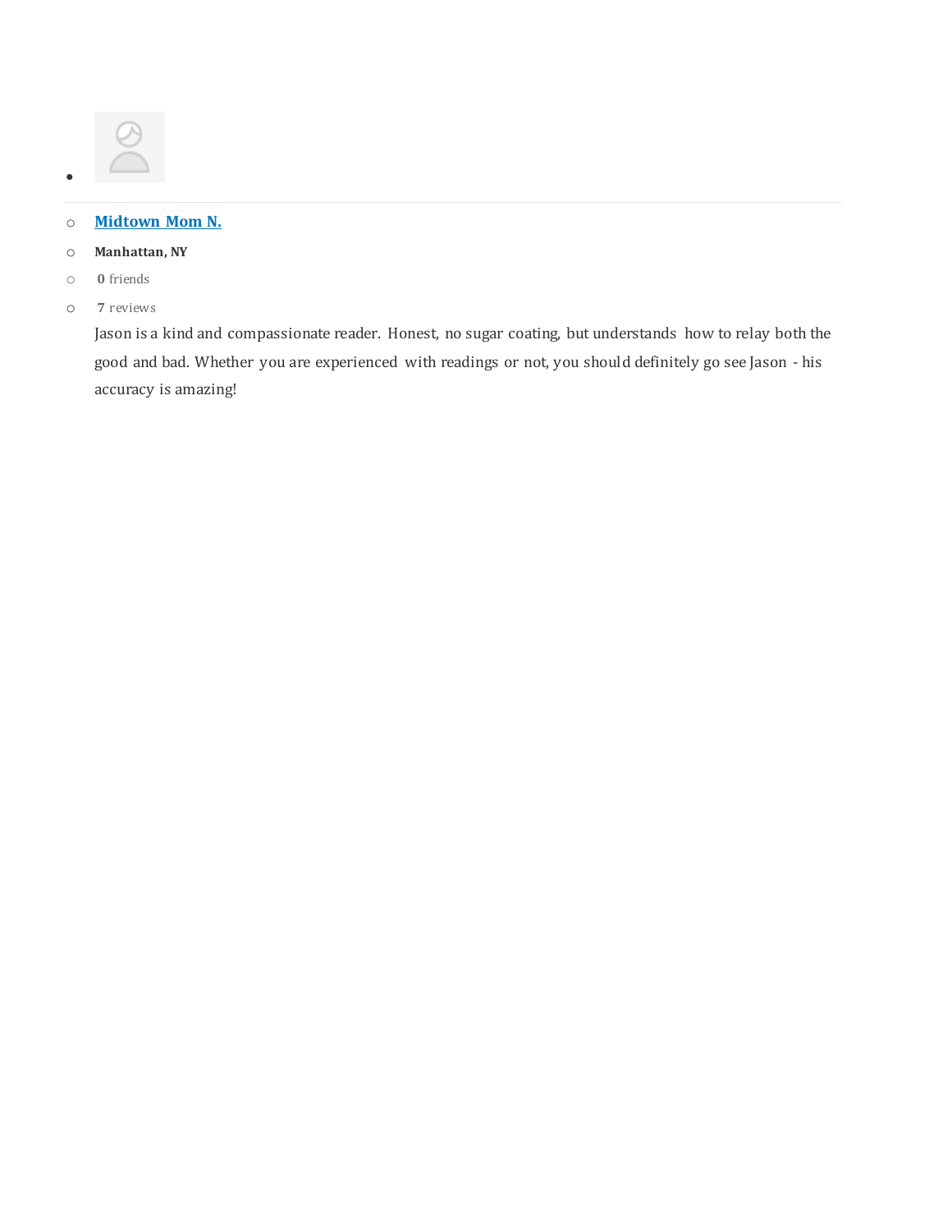- Midtown Mom N.
  - Manhattan, NY
  - 0 friends
  - 7 reviews

Jason is a kind and compassionate reader. Honest, no sugar coating, but understands how to relay both the good and bad. Whether you are experienced with readings or not, you should definitely go see Jason - his accuracy is amazing!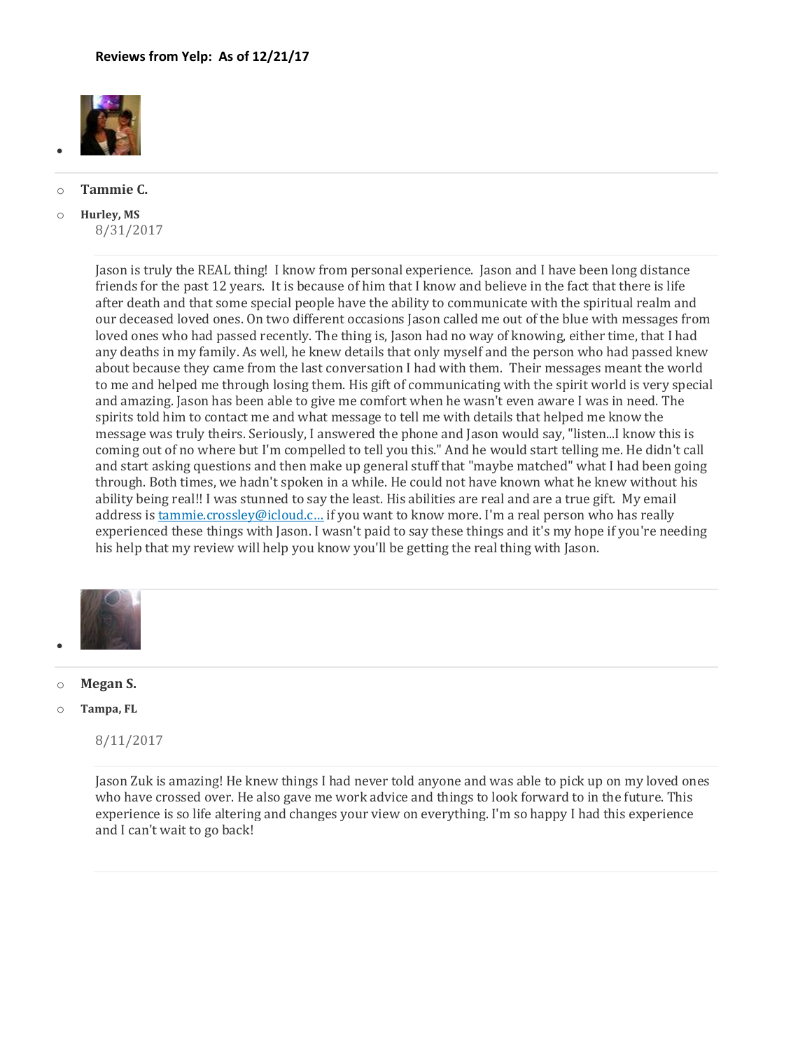**Reviews from Yelp: As of 12/21/17**

- 

  - **Tammie C.**
  - **Hurley, MS**

    8/31/2017

Jason is truly the REAL thing! I know from personal experience. Jason and I have been long distance friends for the past 12 years. It is because of him that I know and believe in the fact that there is life after death and that some special people have the ability to communicate with the spiritual realm and our deceased loved ones. On two different occasions Jason called me out of the blue with messages from loved ones who had passed recently. The thing is, Jason had no way of knowing, either time, that I had any deaths in my family. As well, he knew details that only myself and the person who had passed knew about because they came from the last conversation I had with them. Their messages meant the world to me and helped me through losing them. His gift of communicating with the spirit world is very special and amazing. Jason has been able to give me comfort when he wasn't even aware I was in need. The spirits told him to contact me and what message to tell me with details that helped me know the message was truly theirs. Seriously, I answered the phone and Jason would say, "listen...I know this is coming out of no where but I'm compelled to tell you this." And he would start telling me. He didn't call and start asking questions and then make up general stuff that "maybe matched" what I had been going through. Both times, we hadn't spoken in a while. He could not have known what he knew without his ability being real!! I was stunned to say the least. His abilities are real and are a true gift. My email address is tammie.crossley@icloud.c... if you want to know more. I'm a real person who has really experienced these things with Jason. I wasn't paid to say these things and it's my hope if you're needing his help that my review will help you know you'll be getting the real thing with Jason.

- 

  - **Megan S.**
  - **Tampa, FL**

    8/11/2017

Jason Zuk is amazing! He knew things I had never told anyone and was able to pick up on my loved ones who have crossed over. He also gave me work advice and things to look forward to in the future. This experience is so life altering and changes your view on everything. I'm so happy I had this experience and I can't wait to go back!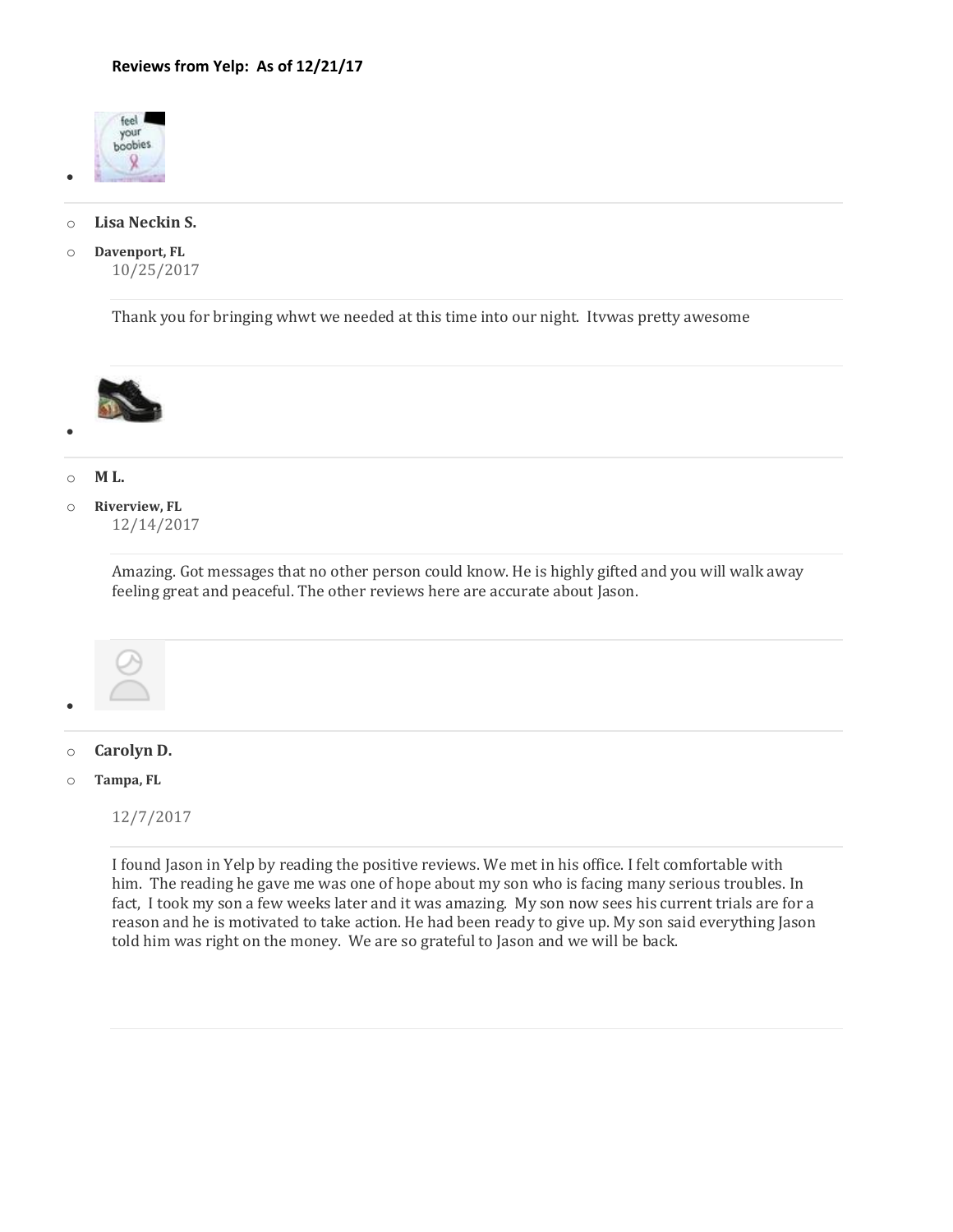**Reviews from Yelp: As of 12/21/17**

- **Lisa Neckin S.**
- **Davenport, FL**

  10/25/2017

  Thank you for bringing whwt we needed at this time into our night. Itvwas pretty awesome

- **M L.**
- **Riverview, FL**

  12/14/2017

  Amazing. Got messages that no other person could know. He is highly gifted and you will walk away feeling great and peaceful. The other reviews here are accurate about Jason.

- **Carolyn D.**
- **Tampa, FL**

  12/7/2017

  I found Jason in Yelp by reading the positive reviews. We met in his office. I felt comfortable with him. The reading he gave me was one of hope about my son who is facing many serious troubles. In fact, I took my son a few weeks later and it was amazing. My son now sees his current trials are for a reason and he is motivated to take action. He had been ready to give up. My son said everything Jason told him was right on the money. We are so grateful to Jason and we will be back.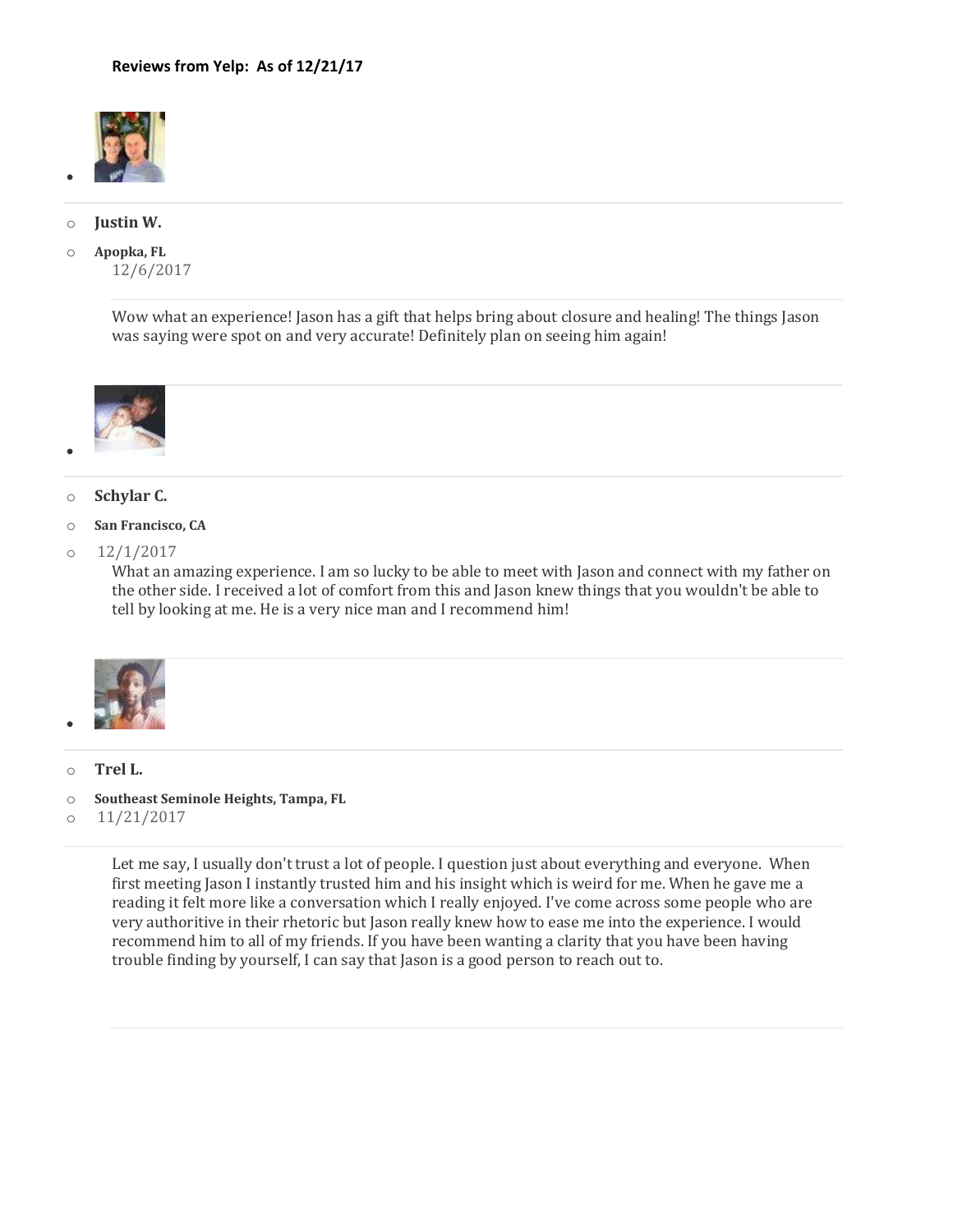**Reviews from Yelp: As of 12/21/17**

- **Justin W.**
- **Apopka, FL**
  12/6/2017

Wow what an experience! Jason has a gift that helps bring about closure and healing! The things Jason was saying were spot on and very accurate! Definitely plan on seeing him again!

- **Schylar C.**
- **San Francisco, CA**
- 12/1/2017

What an amazing experience. I am so lucky to be able to meet with Jason and connect with my father on the other side. I received a lot of comfort from this and Jason knew things that you wouldn't be able to tell by looking at me. He is a very nice man and I recommend him!

- **Trel L.**
- **Southeast Seminole Heights, Tampa, FL**
- 11/21/2017

Let me say, I usually don't trust a lot of people. I question just about everything and everyone. When first meeting Jason I instantly trusted him and his insight which is weird for me. When he gave me a reading it felt more like a conversation which I really enjoyed. I've come across some people who are very authoritive in their rhetoric but Jason really knew how to ease me into the experience. I would recommend him to all of my friends. If you have been wanting a clarity that you have been having trouble finding by yourself, I can say that Jason is a good person to reach out to.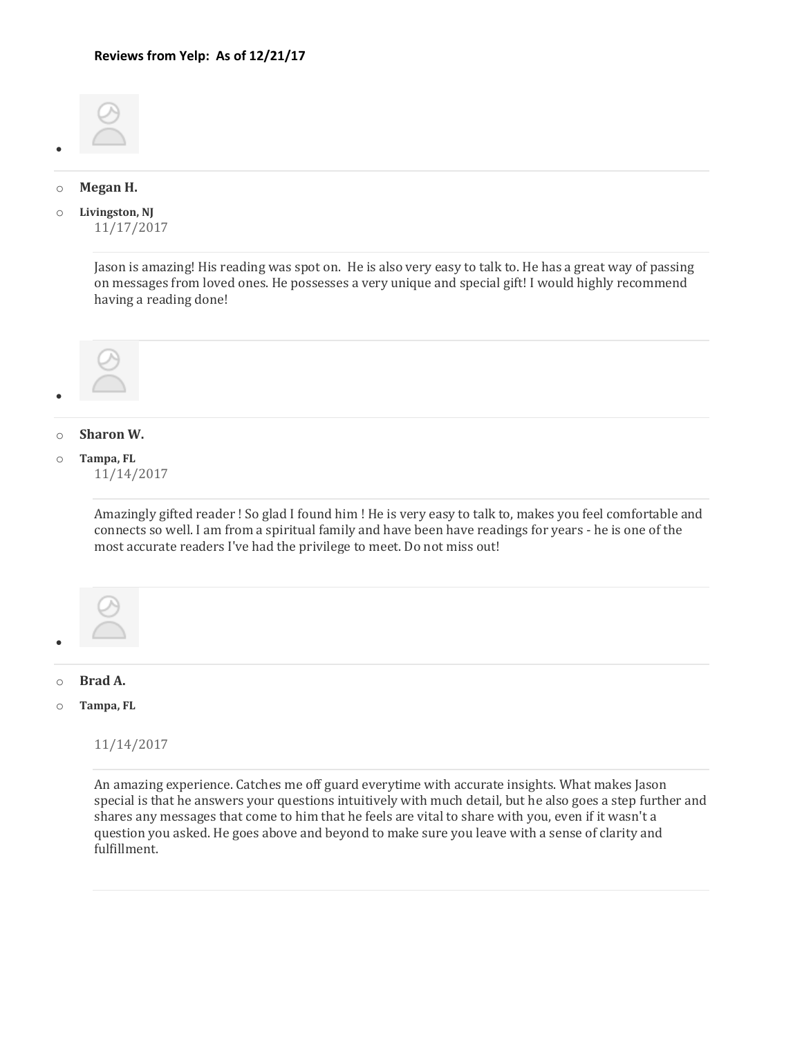**Reviews from Yelp: As of 12/21/17**

- **Megan H.**
- **Livingston, NJ**
  11/17/2017

Jason is amazing! His reading was spot on. He is also very easy to talk to. He has a great way of passing on messages from loved ones. He possesses a very unique and special gift! I would highly recommend having a reading done!

- **Sharon W.**
- **Tampa, FL**
  11/14/2017

Amazingly gifted reader ! So glad I found him ! He is very easy to talk to, makes you feel comfortable and connects so well. I am from a spiritual family and have been have readings for years - he is one of the most accurate readers I've had the privilege to meet. Do not miss out!

- **Brad A.**
- **Tampa, FL**

  11/14/2017

An amazing experience. Catches me off guard everytime with accurate insights. What makes Jason special is that he answers your questions intuitively with much detail, but he also goes a step further and shares any messages that come to him that he feels are vital to share with you, even if it wasn't a question you asked. He goes above and beyond to make sure you leave with a sense of clarity and fulfillment.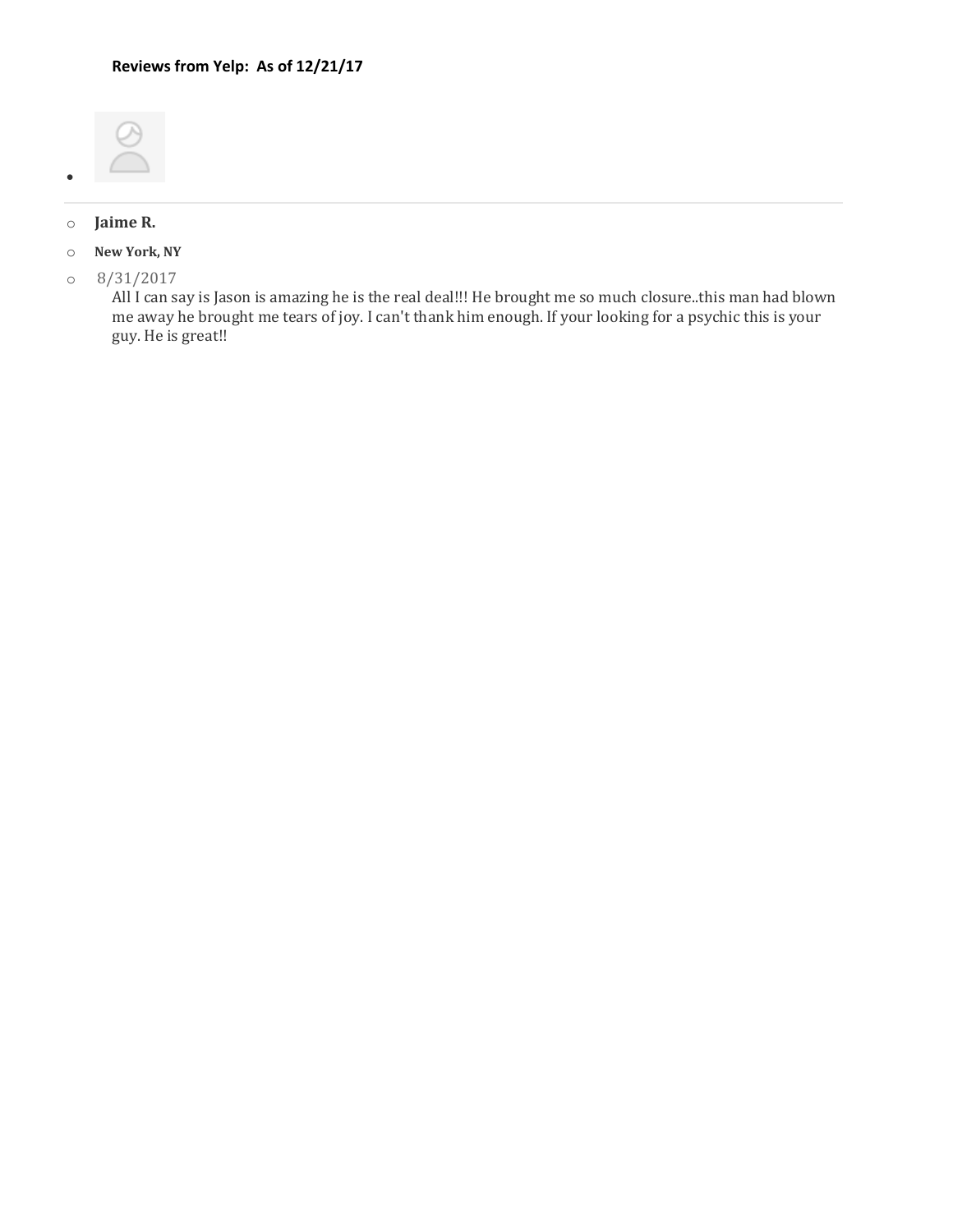**Reviews from Yelp: As of 12/21/17**

- Jaime R.
- New York, NY
- 8/31/2017

All I can say is Jason is amazing he is the real deal!!! He brought me so much closure..this man had blown me away he brought me tears of joy. I can't thank him enough. If your looking for a psychic this is your guy. He is great!!